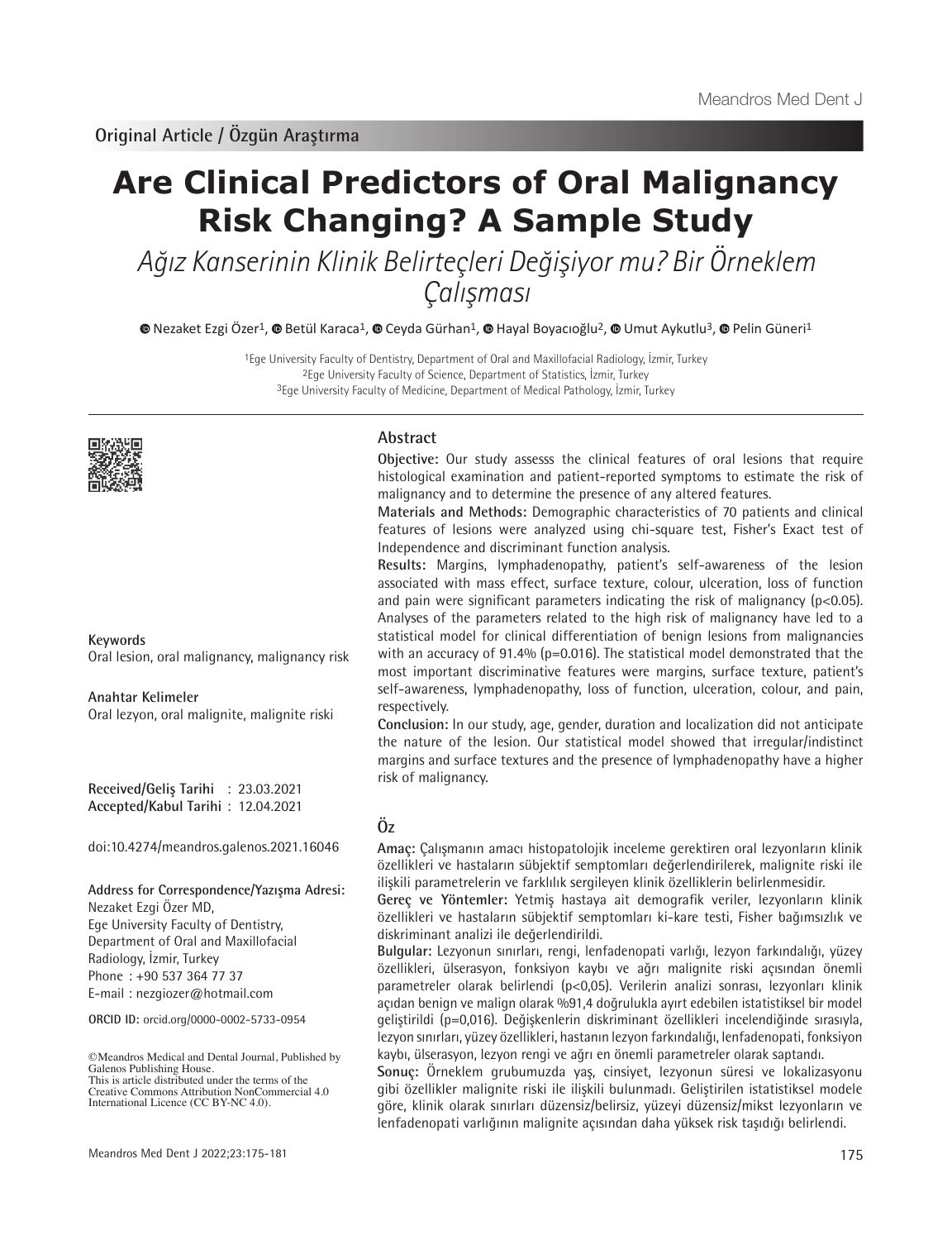Original Article / Özgün Araştırma

# Are Clinical Predictors of Oral Malignancy Risk Changing? A Sample Study

*Ağız Kanserinin Klinik Belirteçleri Değişiyor mu? Bir Örneklem Çalışması*

Nezaket Ezgi Özer[1], Betül Karaca[1], Ceyda Gürhan[1], Hayal Boyacıoğlu[2], Umut Aykutlu[3], Pelin Güneri[1]

[1]Ege University Faculty of Dentistry, Department of Oral and Maxillofacial Radiology, İzmir, Turkey
[2]Ege University Faculty of Science, Department of Statistics, İzmir, Turkey
[3]Ege University Faculty of Medicine, Department of Medical Pathology, İzmir, Turkey

## Abstract

**Objective:** Our study assesss the clinical features of oral lesions that require histological examination and patient-reported symptoms to estimate the risk of malignancy and to determine the presence of any altered features.

**Materials and Methods:** Demographic characteristics of 70 patients and clinical features of lesions were analyzed using chi-square test, Fisher's Exact test of Independence and discriminant function analysis.

**Results:** Margins, lymphadenopathy, patient's self-awareness of the lesion associated with mass effect, surface texture, colour, ulceration, loss of function and pain were significant parameters indicating the risk of malignancy ($p<0.05$). Analyses of the parameters related to the high risk of malignancy have led to a statistical model for clinical differentiation of benign lesions from malignancies with an accuracy of 91.4% ($p=0.016$). The statistical model demonstrated that the most important discriminative features were margins, surface texture, patient's self-awareness, lymphadenopathy, loss of function, ulceration, colour, and pain, respectively.

**Conclusion:** In our study, age, gender, duration and localization did not anticipate the nature of the lesion. Our statistical model showed that irregular/indistinct margins and surface textures and the presence of lymphadenopathy have a higher risk of malignancy.

**Keywords**
Oral lesion, oral malignancy, malignancy risk

**Anahtar Kelimeler**
Oral lezyon, oral malignite, malignite riski

## Öz

**Amaç:** Çalışmanın amacı histopatolojik inceleme gerektiren oral lezyonların klinik özellikleri ve hastaların sübjektif semptomları değerlendirilerek, malignite riski ile ilişkili parametrelerin ve farklılık sergileyen klinik özelliklerin belirlenmesidir.

**Gereç ve Yöntemler:** Yetmiş hastaya ait demografik veriler, lezyonların klinik özellikleri ve hastaların sübjektif semptomları ki-kare testi, Fisher bağımsızlık ve diskriminant analizi ile değerlendirildi.

**Bulgular:** Lezyonun sınırları, rengi, lenfadenopati varlığı, lezyon farkındalığı, yüzey özellikleri, ülserasyon, fonksiyon kaybı ve ağrı malignite riski açısından önemli parametreler olarak belirlendi ($p<0,05$). Verilerin analizi sonrası, lezyonları klinik açıdan benign ve malign olarak %91,4 doğrulukla ayırt edebilen istatistiksel bir model geliştirildi ($p=0,016$). Değişkenlerin diskriminant özellikleri incelendiğinde sırasıyla, lezyon sınırları, yüzey özellikleri, hastanın lezyon farkındalığı, lenfadenopati, fonksiyon kaybı, ülserasyon, lezyon rengi ve ağrı en önemli parametreler olarak saptandı.

**Sonuç:** Örneklem grubumuzda yaş, cinsiyet, lezyonun süresi ve lokalizasyonu gibi özellikler malignite riski ile ilişkili bulunmadı. Geliştirilen istatistiksel modele göre, klinik olarak sınırları düzensiz/belirsiz, yüzeyi düzensiz/mikst lezyonların ve lenfadenopati varlığının malignite açısından daha yüksek risk taşıdığı belirlendi.

**Received/Geliş Tarihi** : 23.03.2021
**Accepted/Kabul Tarihi** : 12.04.2021

doi:10.4274/meandros.galenos.2021.16046

**Address for Correspondence/Yazışma Adresi:**
Nezaket Ezgi Özer MD,
Ege University Faculty of Dentistry,
Department of Oral and Maxillofacial Radiology, İzmir, Turkey
Phone : +90 537 364 77 37
E-mail : nezgiozer@hotmail.com

**ORCID ID:** orcid.org/0000-0002-5733-0954

©Meandros Medical and Dental Journal, Published by Galenos Publishing House.
This is article distributed under the terms of the Creative Commons Attribution NonCommercial 4.0 International Licence (CC BY-NC 4.0).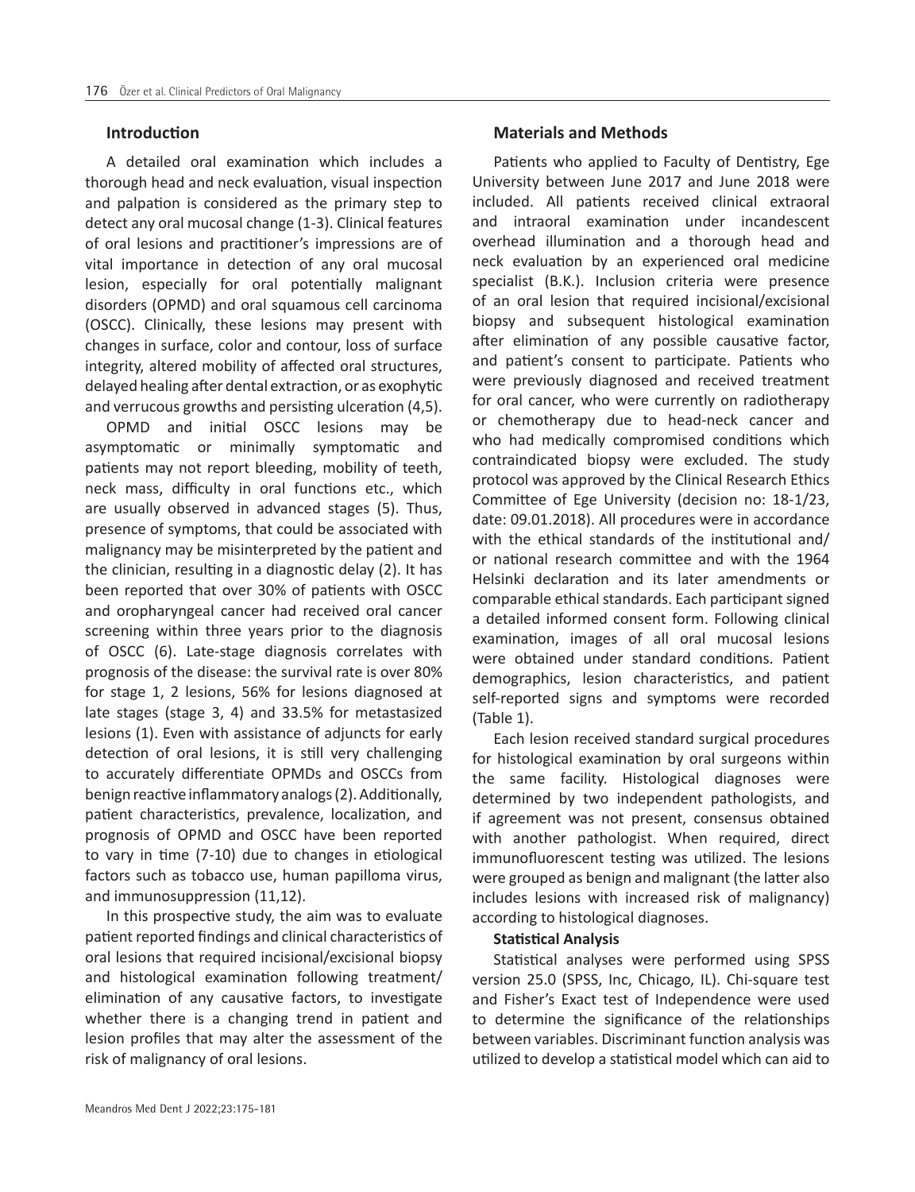## Introduction

A detailed oral examination which includes a thorough head and neck evaluation, visual inspection and palpation is considered as the primary step to detect any oral mucosal change (1-3). Clinical features of oral lesions and practitioner's impressions are of vital importance in detection of any oral mucosal lesion, especially for oral potentially malignant disorders (OPMD) and oral squamous cell carcinoma (OSCC). Clinically, these lesions may present with changes in surface, color and contour, loss of surface integrity, altered mobility of affected oral structures, delayed healing after dental extraction, or as exophytic and verrucous growths and persisting ulceration (4,5).

OPMD and initial OSCC lesions may be asymptomatic or minimally symptomatic and patients may not report bleeding, mobility of teeth, neck mass, difficulty in oral functions etc., which are usually observed in advanced stages (5). Thus, presence of symptoms, that could be associated with malignancy may be misinterpreted by the patient and the clinician, resulting in a diagnostic delay (2). It has been reported that over 30% of patients with OSCC and oropharyngeal cancer had received oral cancer screening within three years prior to the diagnosis of OSCC (6). Late-stage diagnosis correlates with prognosis of the disease: the survival rate is over 80% for stage 1, 2 lesions, 56% for lesions diagnosed at late stages (stage 3, 4) and 33.5% for metastasized lesions (1). Even with assistance of adjuncts for early detection of oral lesions, it is still very challenging to accurately differentiate OPMDs and OSCCs from benign reactive inflammatory analogs (2). Additionally, patient characteristics, prevalence, localization, and prognosis of OPMD and OSCC have been reported to vary in time (7-10) due to changes in etiological factors such as tobacco use, human papilloma virus, and immunosuppression (11,12).

In this prospective study, the aim was to evaluate patient reported findings and clinical characteristics of oral lesions that required incisional/excisional biopsy and histological examination following treatment/elimination of any causative factors, to investigate whether there is a changing trend in patient and lesion profiles that may alter the assessment of the risk of malignancy of oral lesions.

## Materials and Methods

Patients who applied to Faculty of Dentistry, Ege University between June 2017 and June 2018 were included. All patients received clinical extraoral and intraoral examination under incandescent overhead illumination and a thorough head and neck evaluation by an experienced oral medicine specialist (B.K.). Inclusion criteria were presence of an oral lesion that required incisional/excisional biopsy and subsequent histological examination after elimination of any possible causative factor, and patient's consent to participate. Patients who were previously diagnosed and received treatment for oral cancer, who were currently on radiotherapy or chemotherapy due to head-neck cancer and who had medically compromised conditions which contraindicated biopsy were excluded. The study protocol was approved by the Clinical Research Ethics Committee of Ege University (decision no: 18-1/23, date: 09.01.2018). All procedures were in accordance with the ethical standards of the institutional and/or national research committee and with the 1964 Helsinki declaration and its later amendments or comparable ethical standards. Each participant signed a detailed informed consent form. Following clinical examination, images of all oral mucosal lesions were obtained under standard conditions. Patient demographics, lesion characteristics, and patient self-reported signs and symptoms were recorded (Table 1).

Each lesion received standard surgical procedures for histological examination by oral surgeons within the same facility. Histological diagnoses were determined by two independent pathologists, and if agreement was not present, consensus obtained with another pathologist. When required, direct immunofluorescent testing was utilized. The lesions were grouped as benign and malignant (the latter also includes lesions with increased risk of malignancy) according to histological diagnoses.

### Statistical Analysis

Statistical analyses were performed using SPSS version 25.0 (SPSS, Inc, Chicago, IL). Chi-square test and Fisher's Exact test of Independence were used to determine the significance of the relationships between variables. Discriminant function analysis was utilized to develop a statistical model which can aid to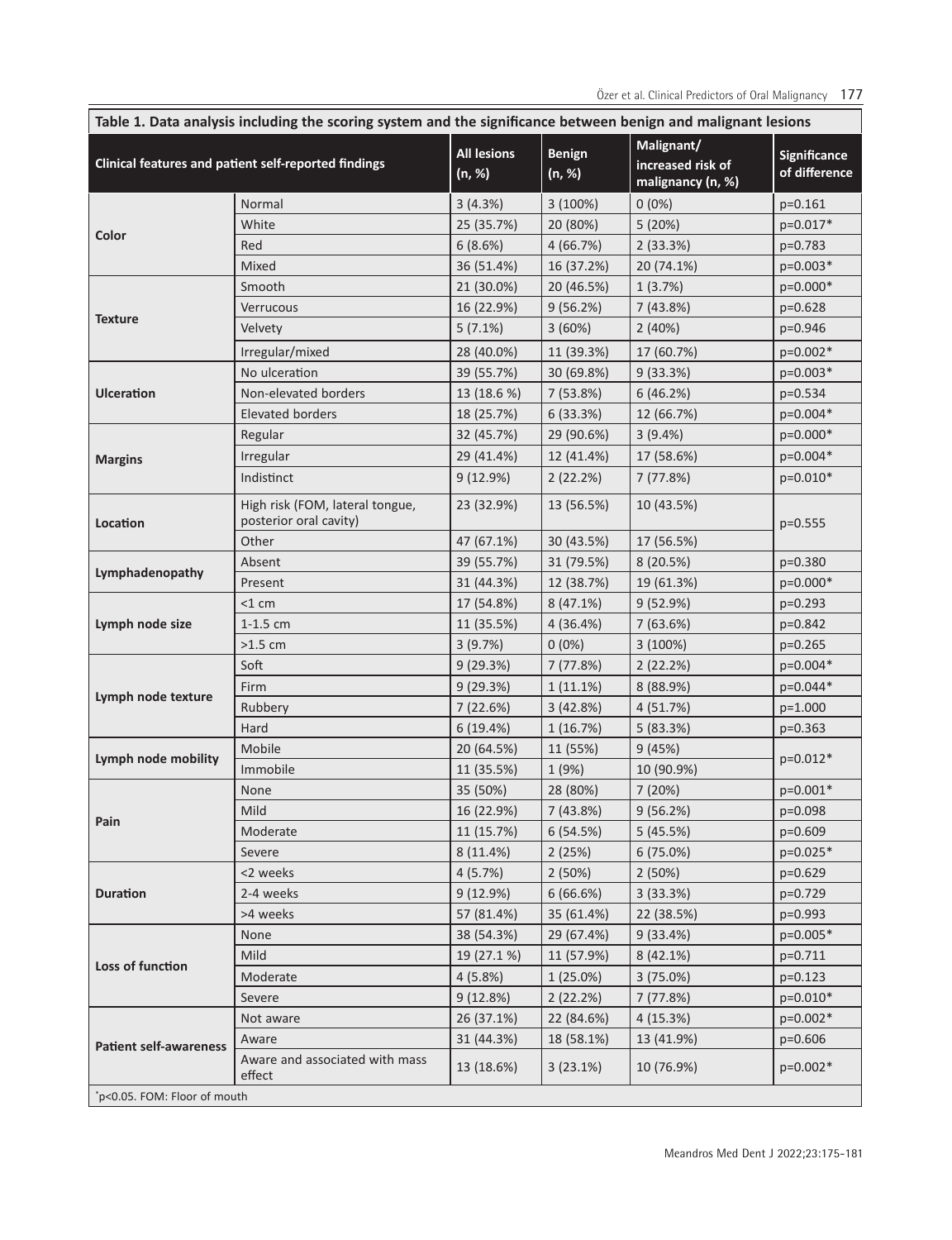**Table 1. Data analysis including the scoring system and the significance between benign and malignant lesions**

| Clinical features and patient self-reported findings | | All lesions (n, %) | Benign (n, %) | Malignant/ increased risk of malignancy (n, %) | Significance of difference |
|---|---|---|---|---|---|
| **Color** | Normal | 3 (4.3%) | 3 (100%) | 0 (0%) | p=0.161 |
| | White | 25 (35.7%) | 20 (80%) | 5 (20%) | p=0.017* |
| | Red | 6 (8.6%) | 4 (66.7%) | 2 (33.3%) | p=0.783 |
| | Mixed | 36 (51.4%) | 16 (37.2%) | 20 (74.1%) | p=0.003* |
| **Texture** | Smooth | 21 (30.0%) | 20 (46.5%) | 1 (3.7%) | p=0.000* |
| | Verrucous | 16 (22.9%) | 9 (56.2%) | 7 (43.8%) | p=0.628 |
| | Velvety | 5 (7.1%) | 3 (60%) | 2 (40%) | p=0.946 |
| | Irregular/mixed | 28 (40.0%) | 11 (39.3%) | 17 (60.7%) | p=0.002* |
| **Ulceration** | No ulceration | 39 (55.7%) | 30 (69.8%) | 9 (33.3%) | p=0.003* |
| | Non-elevated borders | 13 (18.6 %) | 7 (53.8%) | 6 (46.2%) | p=0.534 |
| | Elevated borders | 18 (25.7%) | 6 (33.3%) | 12 (66.7%) | p=0.004* |
| **Margins** | Regular | 32 (45.7%) | 29 (90.6%) | 3 (9.4%) | p=0.000* |
| | Irregular | 29 (41.4%) | 12 (41.4%) | 17 (58.6%) | p=0.004* |
| | Indistinct | 9 (12.9%) | 2 (22.2%) | 7 (77.8%) | p=0.010* |
| **Location** | High risk (FOM, lateral tongue, posterior oral cavity) | 23 (32.9%) | 13 (56.5%) | 10 (43.5%) | p=0.555 |
| | Other | 47 (67.1%) | 30 (43.5%) | 17 (56.5%) | |
| **Lymphadenopathy** | Absent | 39 (55.7%) | 31 (79.5%) | 8 (20.5%) | p=0.380 |
| | Present | 31 (44.3%) | 12 (38.7%) | 19 (61.3%) | p=0.000* |
| **Lymph node size** | <1 cm | 17 (54.8%) | 8 (47.1%) | 9 (52.9%) | p=0.293 |
| | 1-1.5 cm | 11 (35.5%) | 4 (36.4%) | 7 (63.6%) | p=0.842 |
| | >1.5 cm | 3 (9.7%) | 0 (0%) | 3 (100%) | p=0.265 |
| **Lymph node texture** | Soft | 9 (29.3%) | 7 (77.8%) | 2 (22.2%) | p=0.004* |
| | Firm | 9 (29.3%) | 1 (11.1%) | 8 (88.9%) | p=0.044* |
| | Rubbery | 7 (22.6%) | 3 (42.8%) | 4 (51.7%) | p=1.000 |
| | Hard | 6 (19.4%) | 1 (16.7%) | 5 (83.3%) | p=0.363 |
| **Lymph node mobility** | Mobile | 20 (64.5%) | 11 (55%) | 9 (45%) | p=0.012* |
| | Immobile | 11 (35.5%) | 1 (9%) | 10 (90.9%) | |
| **Pain** | None | 35 (50%) | 28 (80%) | 7 (20%) | p=0.001* |
| | Mild | 16 (22.9%) | 7 (43.8%) | 9 (56.2%) | p=0.098 |
| | Moderate | 11 (15.7%) | 6 (54.5%) | 5 (45.5%) | p=0.609 |
| | Severe | 8 (11.4%) | 2 (25%) | 6 (75.0%) | p=0.025* |
| **Duration** | <2 weeks | 4 (5.7%) | 2 (50%) | 2 (50%) | p=0.629 |
| | 2-4 weeks | 9 (12.9%) | 6 (66.6%) | 3 (33.3%) | p=0.729 |
| | >4 weeks | 57 (81.4%) | 35 (61.4%) | 22 (38.5%) | p=0.993 |
| **Loss of function** | None | 38 (54.3%) | 29 (67.4%) | 9 (33.4%) | p=0.005* |
| | Mild | 19 (27.1 %) | 11 (57.9%) | 8 (42.1%) | p=0.711 |
| | Moderate | 4 (5.8%) | 1 (25.0%) | 3 (75.0%) | p=0.123 |
| | Severe | 9 (12.8%) | 2 (22.2%) | 7 (77.8%) | p=0.010* |
| **Patient self-awareness** | Not aware | 26 (37.1%) | 22 (84.6%) | 4 (15.3%) | p=0.002* |
| | Aware | 31 (44.3%) | 18 (58.1%) | 13 (41.9%) | p=0.606 |
| | Aware and associated with mass effect | 13 (18.6%) | 3 (23.1%) | 10 (76.9%) | p=0.002* |

*p<0.05. FOM: Floor of mouth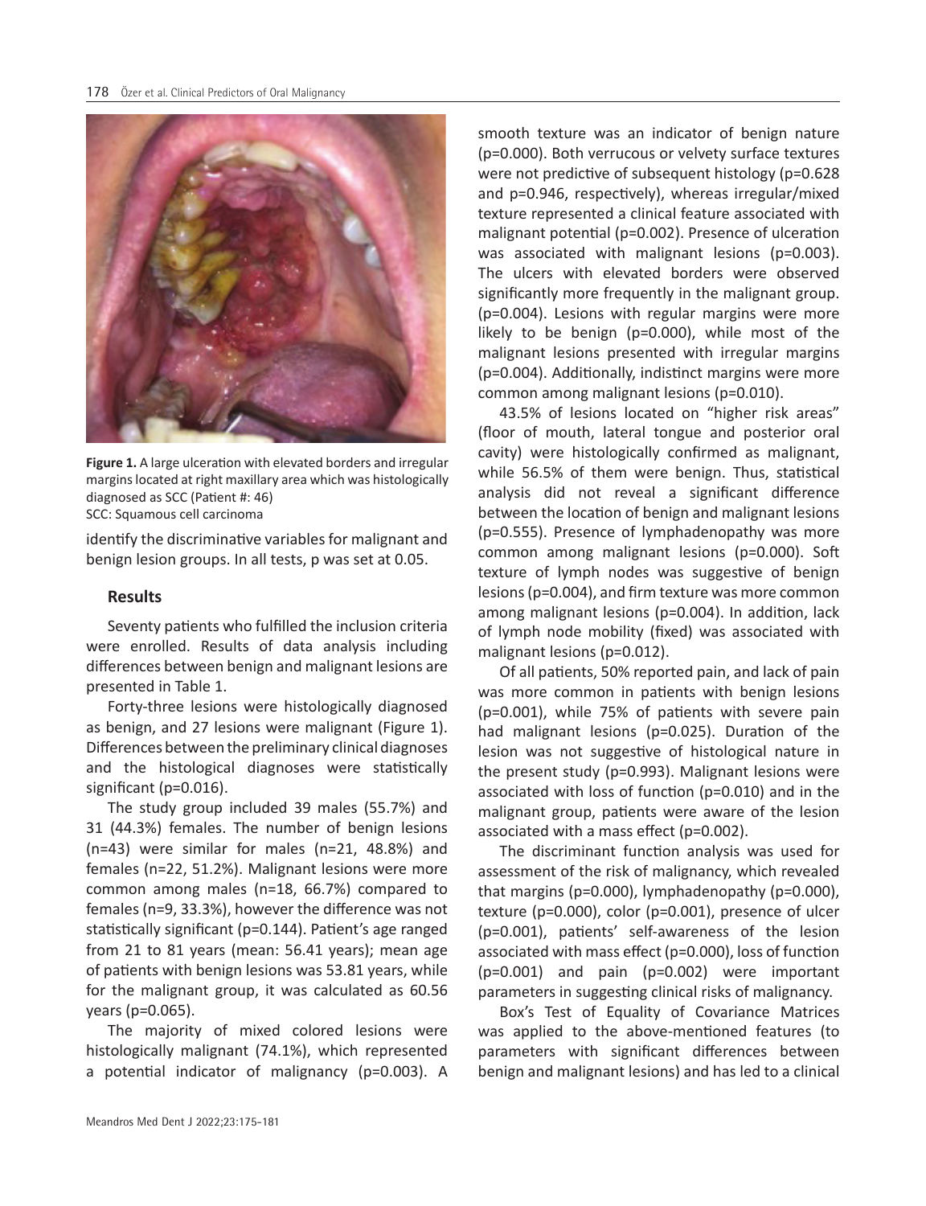**Figure 1.** A large ulceration with elevated borders and irregular margins located at right maxillary area which was histologically diagnosed as SCC (Patient #: 46)
SCC: Squamous cell carcinoma

identify the discriminative variables for malignant and benign lesion groups. In all tests, p was set at 0.05.

## Results

Seventy patients who fulfilled the inclusion criteria were enrolled. Results of data analysis including differences between benign and malignant lesions are presented in Table 1.

Forty-three lesions were histologically diagnosed as benign, and 27 lesions were malignant (Figure 1). Differences between the preliminary clinical diagnoses and the histological diagnoses were statistically significant (p=0.016).

The study group included 39 males (55.7%) and 31 (44.3%) females. The number of benign lesions (n=43) were similar for males (n=21, 48.8%) and females (n=22, 51.2%). Malignant lesions were more common among males (n=18, 66.7%) compared to females (n=9, 33.3%), however the difference was not statistically significant (p=0.144). Patient's age ranged from 21 to 81 years (mean: 56.41 years); mean age of patients with benign lesions was 53.81 years, while for the malignant group, it was calculated as 60.56 years (p=0.065).

The majority of mixed colored lesions were histologically malignant (74.1%), which represented a potential indicator of malignancy (p=0.003). A smooth texture was an indicator of benign nature (p=0.000). Both verrucous or velvety surface textures were not predictive of subsequent histology (p=0.628 and p=0.946, respectively), whereas irregular/mixed texture represented a clinical feature associated with malignant potential (p=0.002). Presence of ulceration was associated with malignant lesions (p=0.003). The ulcers with elevated borders were observed significantly more frequently in the malignant group. (p=0.004). Lesions with regular margins were more likely to be benign (p=0.000), while most of the malignant lesions presented with irregular margins (p=0.004). Additionally, indistinct margins were more common among malignant lesions (p=0.010).

43.5% of lesions located on "higher risk areas" (floor of mouth, lateral tongue and posterior oral cavity) were histologically confirmed as malignant, while 56.5% of them were benign. Thus, statistical analysis did not reveal a significant difference between the location of benign and malignant lesions (p=0.555). Presence of lymphadenopathy was more common among malignant lesions (p=0.000). Soft texture of lymph nodes was suggestive of benign lesions (p=0.004), and firm texture was more common among malignant lesions (p=0.004). In addition, lack of lymph node mobility (fixed) was associated with malignant lesions (p=0.012).

Of all patients, 50% reported pain, and lack of pain was more common in patients with benign lesions (p=0.001), while 75% of patients with severe pain had malignant lesions (p=0.025). Duration of the lesion was not suggestive of histological nature in the present study (p=0.993). Malignant lesions were associated with loss of function (p=0.010) and in the malignant group, patients were aware of the lesion associated with a mass effect (p=0.002).

The discriminant function analysis was used for assessment of the risk of malignancy, which revealed that margins (p=0.000), lymphadenopathy (p=0.000), texture (p=0.000), color (p=0.001), presence of ulcer (p=0.001), patients' self-awareness of the lesion associated with mass effect (p=0.000), loss of function (p=0.001) and pain (p=0.002) were important parameters in suggesting clinical risks of malignancy.

Box's Test of Equality of Covariance Matrices was applied to the above-mentioned features (to parameters with significant differences between benign and malignant lesions) and has led to a clinical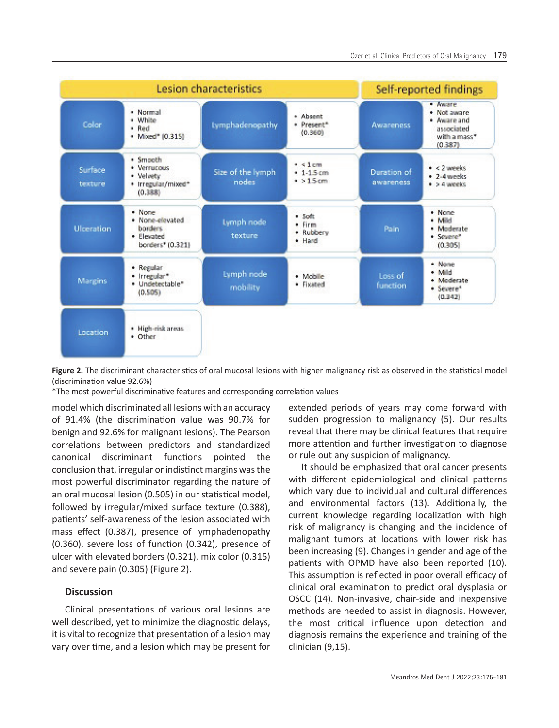| Lesion characteristics | | | | Self-reported findings | |
|---|---|---|---|---|---|
| Color | • Normal<br>• White<br>• Red<br>• Mixed* (0.315) | Lymphadenopathy | • Absent<br>• Present* (0.360) | Awareness | • Aware<br>• Not aware<br>• Aware and associated with a mass* (0.387) |
| Surface texture | • Smooth<br>• Verrucous<br>• Velvety<br>• Irregular/mixed* (0.388) | Size of the lymph nodes | • < 1 cm<br>• 1-1.5 cm<br>• > 1.5 cm | Duration of awareness | • < 2 weeks<br>• 2-4 weeks<br>• > 4 weeks |
| Ulceration | • None<br>• None-elevated borders<br>• Elevated borders* (0.321) | Lymph node texture | • Soft<br>• Firm<br>• Rubbery<br>• Hard | Pain | • None<br>• Mild<br>• Moderate<br>• Severe* (0.305) |
| Margins | • Regular<br>• Irregular*<br>• Undetectable* (0.505) | Lymph node mobility | • Mobile<br>• Fixated | Loss of function | • None<br>• Mild<br>• Moderate<br>• Severe* (0.342) |
| Location | • High-risk areas<br>• Other | | | | |

**Figure 2.** The discriminant characteristics of oral mucosal lesions with higher malignancy risk as observed in the statistical model (discrimination value 92.6%)

*The most powerful discriminative features and corresponding correlation values

model which discriminated all lesions with an accuracy of 91.4% (the discrimination value was 90.7% for benign and 92.6% for malignant lesions). The Pearson correlations between predictors and standardized canonical discriminant functions pointed the conclusion that, irregular or indistinct margins was the most powerful discriminator regarding the nature of an oral mucosal lesion (0.505) in our statistical model, followed by irregular/mixed surface texture (0.388), patients' self-awareness of the lesion associated with mass effect (0.387), presence of lymphadenopathy (0.360), severe loss of function (0.342), presence of ulcer with elevated borders (0.321), mix color (0.315) and severe pain (0.305) (Figure 2).

## Discussion

Clinical presentations of various oral lesions are well described, yet to minimize the diagnostic delays, it is vital to recognize that presentation of a lesion may vary over time, and a lesion which may be present for extended periods of years may come forward with sudden progression to malignancy (5). Our results reveal that there may be clinical features that require more attention and further investigation to diagnose or rule out any suspicion of malignancy.

It should be emphasized that oral cancer presents with different epidemiological and clinical patterns which vary due to individual and cultural differences and environmental factors (13). Additionally, the current knowledge regarding localization with high risk of malignancy is changing and the incidence of malignant tumors at locations with lower risk has been increasing (9). Changes in gender and age of the patients with OPMD have also been reported (10). This assumption is reflected in poor overall efficacy of clinical oral examination to predict oral dysplasia or OSCC (14). Non-invasive, chair-side and inexpensive methods are needed to assist in diagnosis. However, the most critical influence upon detection and diagnosis remains the experience and training of the clinician (9,15).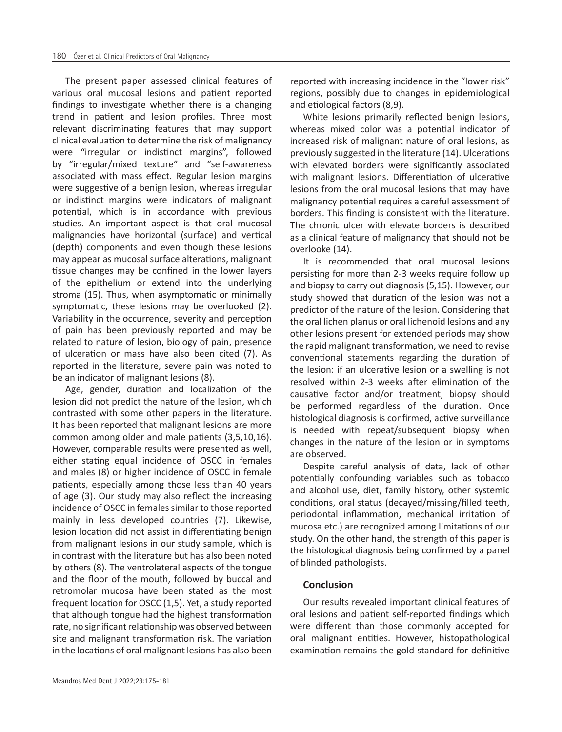The present paper assessed clinical features of various oral mucosal lesions and patient reported findings to investigate whether there is a changing trend in patient and lesion profiles. Three most relevant discriminating features that may support clinical evaluation to determine the risk of malignancy were "irregular or indistinct margins", followed by "irregular/mixed texture" and "self-awareness associated with mass effect. Regular lesion margins were suggestive of a benign lesion, whereas irregular or indistinct margins were indicators of malignant potential, which is in accordance with previous studies. An important aspect is that oral mucosal malignancies have horizontal (surface) and vertical (depth) components and even though these lesions may appear as mucosal surface alterations, malignant tissue changes may be confined in the lower layers of the epithelium or extend into the underlying stroma (15). Thus, when asymptomatic or minimally symptomatic, these lesions may be overlooked (2). Variability in the occurrence, severity and perception of pain has been previously reported and may be related to nature of lesion, biology of pain, presence of ulceration or mass have also been cited (7). As reported in the literature, severe pain was noted to be an indicator of malignant lesions (8).

Age, gender, duration and localization of the lesion did not predict the nature of the lesion, which contrasted with some other papers in the literature. It has been reported that malignant lesions are more common among older and male patients (3,5,10,16). However, comparable results were presented as well, either stating equal incidence of OSCC in females and males (8) or higher incidence of OSCC in female patients, especially among those less than 40 years of age (3). Our study may also reflect the increasing incidence of OSCC in females similar to those reported mainly in less developed countries (7). Likewise, lesion location did not assist in differentiating benign from malignant lesions in our study sample, which is in contrast with the literature but has also been noted by others (8). The ventrolateral aspects of the tongue and the floor of the mouth, followed by buccal and retromolar mucosa have been stated as the most frequent location for OSCC (1,5). Yet, a study reported that although tongue had the highest transformation rate, no significant relationship was observed between site and malignant transformation risk. The variation in the locations of oral malignant lesions has also been reported with increasing incidence in the "lower risk" regions, possibly due to changes in epidemiological and etiological factors (8,9).

White lesions primarily reflected benign lesions, whereas mixed color was a potential indicator of increased risk of malignant nature of oral lesions, as previously suggested in the literature (14). Ulcerations with elevated borders were significantly associated with malignant lesions. Differentiation of ulcerative lesions from the oral mucosal lesions that may have malignancy potential requires a careful assessment of borders. This finding is consistent with the literature. The chronic ulcer with elevate borders is described as a clinical feature of malignancy that should not be overlooke (14).

It is recommended that oral mucosal lesions persisting for more than 2-3 weeks require follow up and biopsy to carry out diagnosis (5,15). However, our study showed that duration of the lesion was not a predictor of the nature of the lesion. Considering that the oral lichen planus or oral lichenoid lesions and any other lesions present for extended periods may show the rapid malignant transformation, we need to revise conventional statements regarding the duration of the lesion: if an ulcerative lesion or a swelling is not resolved within 2-3 weeks after elimination of the causative factor and/or treatment, biopsy should be performed regardless of the duration. Once histological diagnosis is confirmed, active surveillance is needed with repeat/subsequent biopsy when changes in the nature of the lesion or in symptoms are observed.

Despite careful analysis of data, lack of other potentially confounding variables such as tobacco and alcohol use, diet, family history, other systemic conditions, oral status (decayed/missing/filled teeth, periodontal inflammation, mechanical irritation of mucosa etc.) are recognized among limitations of our study. On the other hand, the strength of this paper is the histological diagnosis being confirmed by a panel of blinded pathologists.

## Conclusion

Our results revealed important clinical features of oral lesions and patient self-reported findings which were different than those commonly accepted for oral malignant entities. However, histopathological examination remains the gold standard for definitive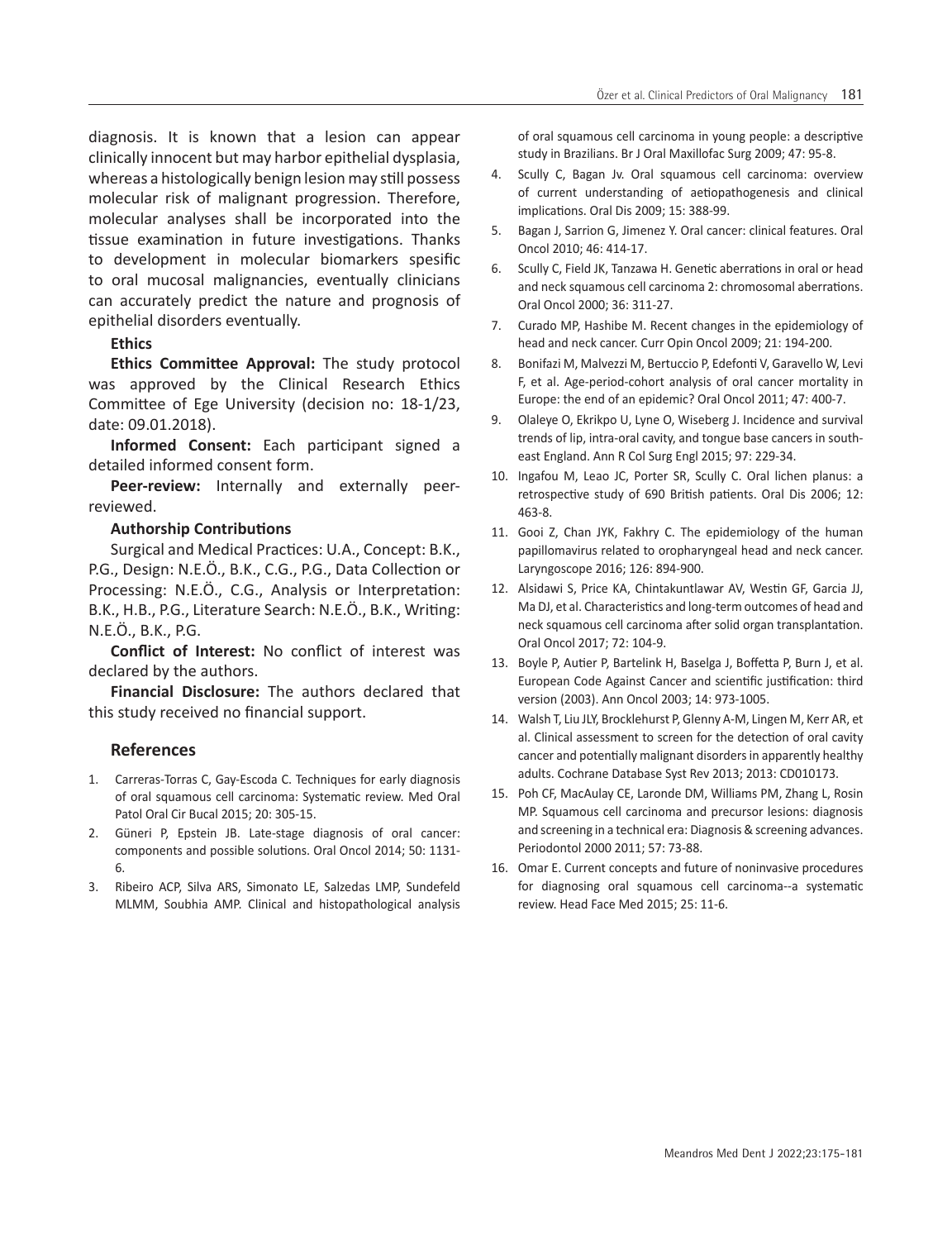diagnosis. It is known that a lesion can appear clinically innocent but may harbor epithelial dysplasia, whereas a histologically benign lesion may still possess molecular risk of malignant progression. Therefore, molecular analyses shall be incorporated into the tissue examination in future investigations. Thanks to development in molecular biomarkers spesific to oral mucosal malignancies, eventually clinicians can accurately predict the nature and prognosis of epithelial disorders eventually.

**Ethics**

**Ethics Committee Approval:** The study protocol was approved by the Clinical Research Ethics Committee of Ege University (decision no: 18-1/23, date: 09.01.2018).

**Informed Consent:** Each participant signed a detailed informed consent form.

**Peer-review:** Internally and externally peer-reviewed.

**Authorship Contributions**

Surgical and Medical Practices: U.A., Concept: B.K., P.G., Design: N.E.Ö., B.K., C.G., P.G., Data Collection or Processing: N.E.Ö., C.G., Analysis or Interpretation: B.K., H.B., P.G., Literature Search: N.E.Ö., B.K., Writing: N.E.Ö., B.K., P.G.

**Conflict of Interest:** No conflict of interest was declared by the authors.

**Financial Disclosure:** The authors declared that this study received no financial support.

## References

1. Carreras-Torras C, Gay-Escoda C. Techniques for early diagnosis of oral squamous cell carcinoma: Systematic review. Med Oral Patol Oral Cir Bucal 2015; 20: 305-15.
2. Güneri P, Epstein JB. Late-stage diagnosis of oral cancer: components and possible solutions. Oral Oncol 2014; 50: 1131-6.
3. Ribeiro ACP, Silva ARS, Simonato LE, Salzedas LMP, Sundefeld MLMM, Soubhia AMP. Clinical and histopathological analysis of oral squamous cell carcinoma in young people: a descriptive study in Brazilians. Br J Oral Maxillofac Surg 2009; 47: 95-8.
4. Scully C, Bagan Jv. Oral squamous cell carcinoma: overview of current understanding of aetiopathogenesis and clinical implications. Oral Dis 2009; 15: 388-99.
5. Bagan J, Sarrion G, Jimenez Y. Oral cancer: clinical features. Oral Oncol 2010; 46: 414-17.
6. Scully C, Field JK, Tanzawa H. Genetic aberrations in oral or head and neck squamous cell carcinoma 2: chromosomal aberrations. Oral Oncol 2000; 36: 311-27.
7. Curado MP, Hashibe M. Recent changes in the epidemiology of head and neck cancer. Curr Opin Oncol 2009; 21: 194-200.
8. Bonifazi M, Malvezzi M, Bertuccio P, Edefonti V, Garavello W, Levi F, et al. Age-period-cohort analysis of oral cancer mortality in Europe: the end of an epidemic? Oral Oncol 2011; 47: 400-7.
9. Olaleye O, Ekrikpo U, Lyne O, Wiseberg J. Incidence and survival trends of lip, intra-oral cavity, and tongue base cancers in south-east England. Ann R Col Surg Engl 2015; 97: 229-34.
10. Ingafou M, Leao JC, Porter SR, Scully C. Oral lichen planus: a retrospective study of 690 British patients. Oral Dis 2006; 12: 463-8.
11. Gooi Z, Chan JYK, Fakhry C. The epidemiology of the human papillomavirus related to oropharyngeal head and neck cancer. Laryngoscope 2016; 126: 894-900.
12. Alsidawi S, Price KA, Chintakuntlawar AV, Westin GF, Garcia JJ, Ma DJ, et al. Characteristics and long-term outcomes of head and neck squamous cell carcinoma after solid organ transplantation. Oral Oncol 2017; 72: 104-9.
13. Boyle P, Autier P, Bartelink H, Baselga J, Boffetta P, Burn J, et al. European Code Against Cancer and scientific justification: third version (2003). Ann Oncol 2003; 14: 973-1005.
14. Walsh T, Liu JLY, Brocklehurst P, Glenny A-M, Lingen M, Kerr AR, et al. Clinical assessment to screen for the detection of oral cavity cancer and potentially malignant disorders in apparently healthy adults. Cochrane Database Syst Rev 2013; 2013: CD010173.
15. Poh CF, MacAulay CE, Laronde DM, Williams PM, Zhang L, Rosin MP. Squamous cell carcinoma and precursor lesions: diagnosis and screening in a technical era: Diagnosis & screening advances. Periodontol 2000 2011; 57: 73-88.
16. Omar E. Current concepts and future of noninvasive procedures for diagnosing oral squamous cell carcinoma--a systematic review. Head Face Med 2015; 25: 11-6.